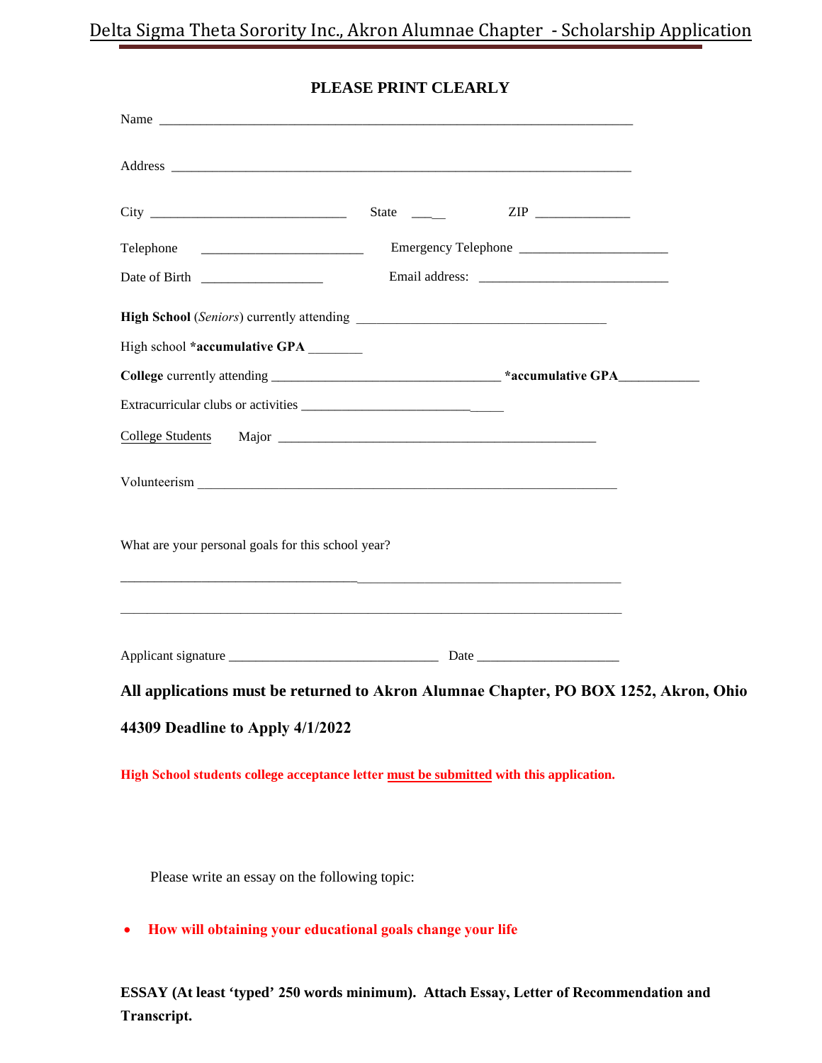# Delta Sigma Theta Sorority Inc., Akron Alumnae Chapter - Scholarship Application

**PLEASE PRINT CLEARLY**

Name ___________________________________________________________________

Address _________________________________________________________________

City ____________________________ State _____ ZIP ______________

Telephone ________________________ Emergency Telephone ______________________

Date of Birth __________________ Email address: ____________________________

**High School** (*Seniors*) currently attending _____________________________________

High school ***accumulative GPA** ________

**College** currently attending _________________________________ ***accumulative GPA**____________

Extracurricular clubs or activities ______________________________

College Students Major ______________________________________________

Volunteerism ___________________________________________________________

What are your personal goals for this school year?

______________________________________________________________________

______________________________________________________________________

Applicant signature _______________________________ Date _____________________

**All applications must be returned to Akron Alumnae Chapter, PO BOX 1252, Akron, Ohio 44309 Deadline to Apply 4/1/2022**

**High School students college acceptance letter must be submitted with this application.**

Please write an essay on the following topic:

- **How will obtaining your educational goals change your life**

**ESSAY (At least 'typed' 250 words minimum). Attach Essay, Letter of Recommendation and Transcript.**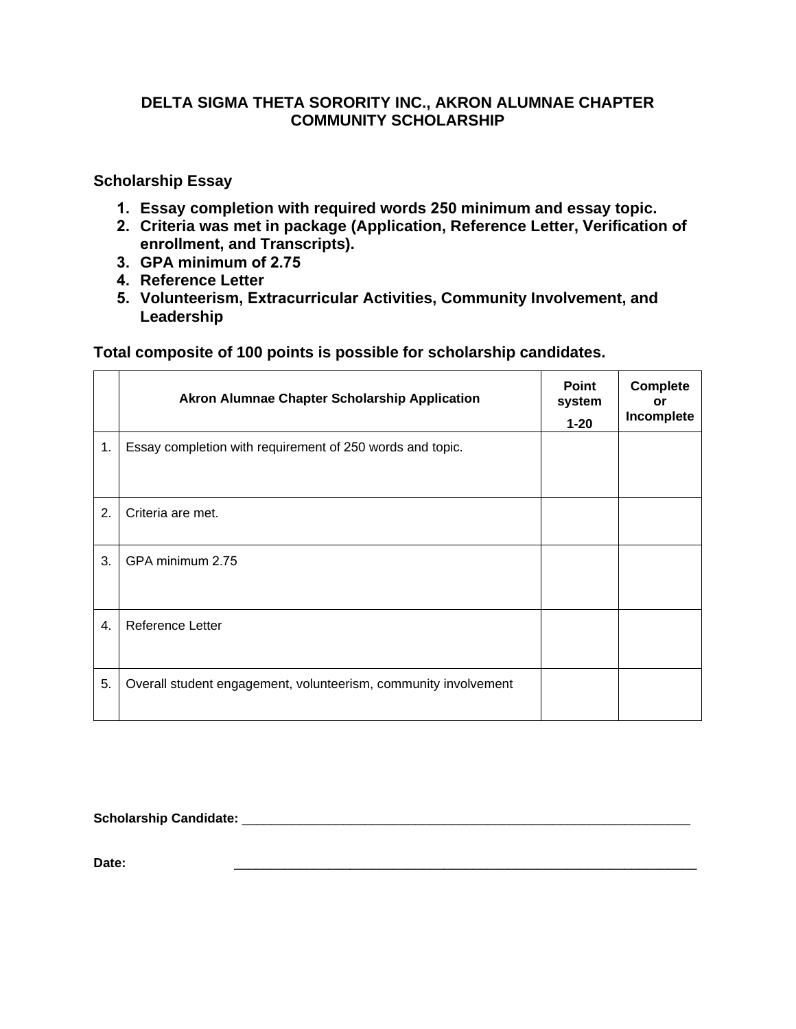**DELTA SIGMA THETA SORORITY INC., AKRON ALUMNAE CHAPTER**
**COMMUNITY SCHOLARSHIP**

## Scholarship Essay

1. **Essay completion with required words 250 minimum and essay topic.**
2. **Criteria was met in package (Application, Reference Letter, Verification of enrollment, and Transcripts).**
3. **GPA minimum of 2.75**
4. **Reference Letter**
5. **Volunteerism, Extracurricular Activities, Community Involvement, and Leadership**

**Total composite of 100 points is possible for scholarship candidates.**

| | Akron Alumnae Chapter Scholarship Application | Point system 1-20 | Complete or Incomplete |
|---|---|---|---|
| 1. | Essay completion with requirement of 250 words and topic. | | |
| 2. | Criteria are met. | | |
| 3. | GPA minimum 2.75 | | |
| 4. | Reference Letter | | |
| 5. | Overall student engagement, volunteerism, community involvement | | |

**Scholarship Candidate:** ___________________________________________________________________

**Date:** ___________________________________________________________________